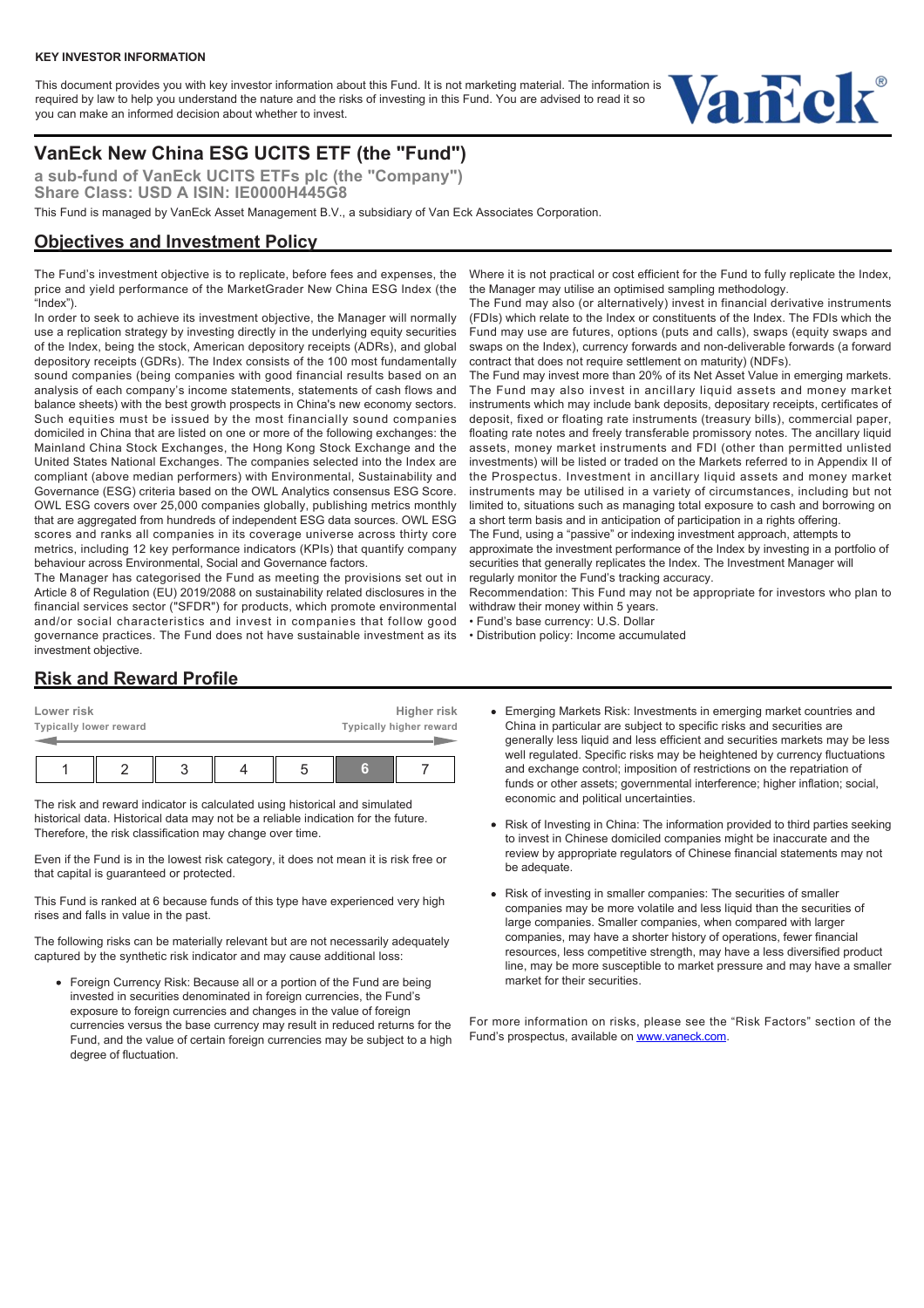**KEY INVESTOR INFORMATION**

This document provides you with key investor information about this Fund. It is not marketing material. The information is required by law to help you understand the nature and the risks of investing in this Fund. You are advised to read it so you can make an informed decision about whether to invest.

# VanEck New China ESG UCITS ETF (the "Fund")

**a sub-fund of VanEck UCITS ETFs plc (the "Company")**
**Share Class: USD A ISIN: IE0000H445G8**

This Fund is managed by VanEck Asset Management B.V., a subsidiary of Van Eck Associates Corporation.

## Objectives and Investment Policy

The Fund's investment objective is to replicate, before fees and expenses, the price and yield performance of the MarketGrader New China ESG Index (the "Index").

In order to seek to achieve its investment objective, the Manager will normally use a replication strategy by investing directly in the underlying equity securities of the Index, being the stock, American depository receipts (ADRs), and global depository receipts (GDRs). The Index consists of the 100 most fundamentally sound companies (being companies with good financial results based on an analysis of each company's income statements, statements of cash flows and balance sheets) with the best growth prospects in China's new economy sectors. Such equities must be issued by the most financially sound companies domiciled in China that are listed on one or more of the following exchanges: the Mainland China Stock Exchanges, the Hong Kong Stock Exchange and the United States National Exchanges. The companies selected into the Index are compliant (above median performers) with Environmental, Sustainability and Governance (ESG) criteria based on the OWL Analytics consensus ESG Score. OWL ESG covers over 25,000 companies globally, publishing metrics monthly that are aggregated from hundreds of independent ESG data sources. OWL ESG scores and ranks all companies in its coverage universe across thirty core metrics, including 12 key performance indicators (KPIs) that quantify company behaviour across Environmental, Social and Governance factors.

The Manager has categorised the Fund as meeting the provisions set out in Article 8 of Regulation (EU) 2019/2088 on sustainability related disclosures in the financial services sector ("SFDR") for products, which promote environmental and/or social characteristics and invest in companies that follow good governance practices. The Fund does not have sustainable investment as its investment objective.

Where it is not practical or cost efficient for the Fund to fully replicate the Index, the Manager may utilise an optimised sampling methodology.

The Fund may also (or alternatively) invest in financial derivative instruments (FDIs) which relate to the Index or constituents of the Index. The FDIs which the Fund may use are futures, options (puts and calls), swaps (equity swaps and swaps on the Index), currency forwards and non-deliverable forwards (a forward contract that does not require settlement on maturity) (NDFs).

The Fund may invest more than 20% of its Net Asset Value in emerging markets.

The Fund may also invest in ancillary liquid assets and money market instruments which may include bank deposits, depositary receipts, certificates of deposit, fixed or floating rate instruments (treasury bills), commercial paper, floating rate notes and freely transferable promissory notes. The ancillary liquid assets, money market instruments and FDI (other than permitted unlisted investments) will be listed or traded on the Markets referred to in Appendix II of the Prospectus. Investment in ancillary liquid assets and money market instruments may be utilised in a variety of circumstances, including but not limited to, situations such as managing total exposure to cash and borrowing on a short term basis and in anticipation of participation in a rights offering.

The Fund, using a "passive" or indexing investment approach, attempts to approximate the investment performance of the Index by investing in a portfolio of securities that generally replicates the Index. The Investment Manager will regularly monitor the Fund's tracking accuracy.

Recommendation: This Fund may not be appropriate for investors who plan to withdraw their money within 5 years.

- Fund's base currency: U.S. Dollar
- Distribution policy: Income accumulated

## Risk and Reward Profile

| Lower risk | | | | | | Higher risk |
|---|---|---|---|---|---|---|
| Typically lower reward | | | | | | Typically higher reward |
| 1 | 2 | 3 | 4 | 5 | **6** | 7 |

The risk and reward indicator is calculated using historical and simulated historical data. Historical data may not be a reliable indication for the future. Therefore, the risk classification may change over time.

Even if the Fund is in the lowest risk category, it does not mean it is risk free or that capital is guaranteed or protected.

This Fund is ranked at 6 because funds of this type have experienced very high rises and falls in value in the past.

The following risks can be materially relevant but are not necessarily adequately captured by the synthetic risk indicator and may cause additional loss:

- Foreign Currency Risk: Because all or a portion of the Fund are being invested in securities denominated in foreign currencies, the Fund's exposure to foreign currencies and changes in the value of foreign currencies versus the base currency may result in reduced returns for the Fund, and the value of certain foreign currencies may be subject to a high degree of fluctuation.
- Emerging Markets Risk: Investments in emerging market countries and China in particular are subject to specific risks and securities are generally less liquid and less efficient and securities markets may be less well regulated. Specific risks may be heightened by currency fluctuations and exchange control; imposition of restrictions on the repatriation of funds or other assets; governmental interference; higher inflation; social, economic and political uncertainties.
- Risk of Investing in China: The information provided to third parties seeking to invest in Chinese domiciled companies might be inaccurate and the review by appropriate regulators of Chinese financial statements may not be adequate.
- Risk of investing in smaller companies: The securities of smaller companies may be more volatile and less liquid than the securities of large companies. Smaller companies, when compared with larger companies, may have a shorter history of operations, fewer financial resources, less competitive strength, may have a less diversified product line, may be more susceptible to market pressure and may have a smaller market for their securities.

For more information on risks, please see the "Risk Factors" section of the Fund's prospectus, available on [www.vaneck.com](www.vaneck.com).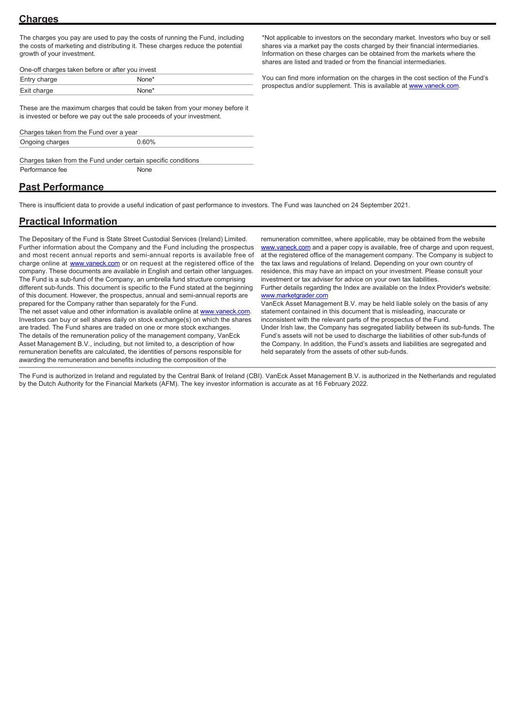## Charges

The charges you pay are used to pay the costs of running the Fund, including the costs of marketing and distributing it. These charges reduce the potential growth of your investment.

| One-off charges taken before or after you invest | |
|---|---|
| Entry charge | None* |
| Exit charge | None* |

These are the maximum charges that could be taken from your money before it is invested or before we pay out the sale proceeds of your investment.

| Charges taken from the Fund over a year | |
|---|---|
| Ongoing charges | 0.60% |

| Charges taken from the Fund under certain specific conditions | |
|---|---|
| Performance fee | None |

*Not applicable to investors on the secondary market. Investors who buy or sell shares via a market pay the costs charged by their financial intermediaries. Information on these charges can be obtained from the markets where the shares are listed and traded or from the financial intermediaries.

You can find more information on the charges in the cost section of the Fund's prospectus and/or supplement. This is available at www.vaneck.com.

## Past Performance

There is insufficient data to provide a useful indication of past performance to investors. The Fund was launched on 24 September 2021.

## Practical Information

The Depositary of the Fund is State Street Custodial Services (Ireland) Limited. Further information about the Company and the Fund including the prospectus and most recent annual reports and semi-annual reports is available free of charge online at www.vaneck.com or on request at the registered office of the company. These documents are available in English and certain other languages. The Fund is a sub-fund of the Company, an umbrella fund structure comprising different sub-funds. This document is specific to the Fund stated at the beginning of this document. However, the prospectus, annual and semi-annual reports are prepared for the Company rather than separately for the Fund.
The net asset value and other information is available online at www.vaneck.com. Investors can buy or sell shares daily on stock exchange(s) on which the shares are traded. The Fund shares are traded on one or more stock exchanges.
The details of the remuneration policy of the management company, VanEck Asset Management B.V., including, but not limited to, a description of how remuneration benefits are calculated, the identities of persons responsible for awarding the remuneration and benefits including the composition of the remuneration committee, where applicable, may be obtained from the website www.vaneck.com and a paper copy is available, free of charge and upon request, at the registered office of the management company. The Company is subject to the tax laws and regulations of Ireland. Depending on your own country of residence, this may have an impact on your investment. Please consult your investment or tax adviser for advice on your own tax liabilities.
Further details regarding the Index are available on the Index Provider's website: www.marketgrader.com
VanEck Asset Management B.V. may be held liable solely on the basis of any statement contained in this document that is misleading, inaccurate or inconsistent with the relevant parts of the prospectus of the Fund.
Under Irish law, the Company has segregated liability between its sub-funds. The Fund's assets will not be used to discharge the liabilities of other sub-funds of the Company. In addition, the Fund's assets and liabilities are segregated and held separately from the assets of other sub-funds.

The Fund is authorized in Ireland and regulated by the Central Bank of Ireland (CBI). VanEck Asset Management B.V. is authorized in the Netherlands and regulated by the Dutch Authority for the Financial Markets (AFM). The key investor information is accurate as at 16 February 2022.